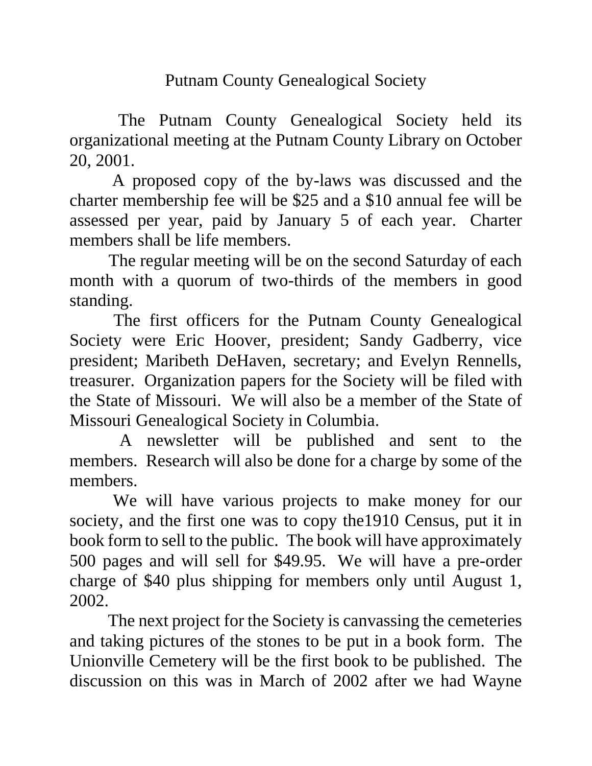# Putnam County Genealogical Society

The Putnam County Genealogical Society held its organizational meeting at the Putnam County Library on October 20, 2001.

A proposed copy of the by-laws was discussed and the charter membership fee will be $25 and a $10 annual fee will be assessed per year, paid by January 5 of each year. Charter members shall be life members.

The regular meeting will be on the second Saturday of each month with a quorum of two-thirds of the members in good standing.

The first officers for the Putnam County Genealogical Society were Eric Hoover, president; Sandy Gadberry, vice president; Maribeth DeHaven, secretary; and Evelyn Rennells, treasurer. Organization papers for the Society will be filed with the State of Missouri. We will also be a member of the State of Missouri Genealogical Society in Columbia.

A newsletter will be published and sent to the members. Research will also be done for a charge by some of the members.

We will have various projects to make money for our society, and the first one was to copy the1910 Census, put it in book form to sell to the public. The book will have approximately 500 pages and will sell for $49.95. We will have a pre-order charge of $40 plus shipping for members only until August 1, 2002.

The next project for the Society is canvassing the cemeteries and taking pictures of the stones to be put in a book form. The Unionville Cemetery will be the first book to be published. The discussion on this was in March of 2002 after we had Wayne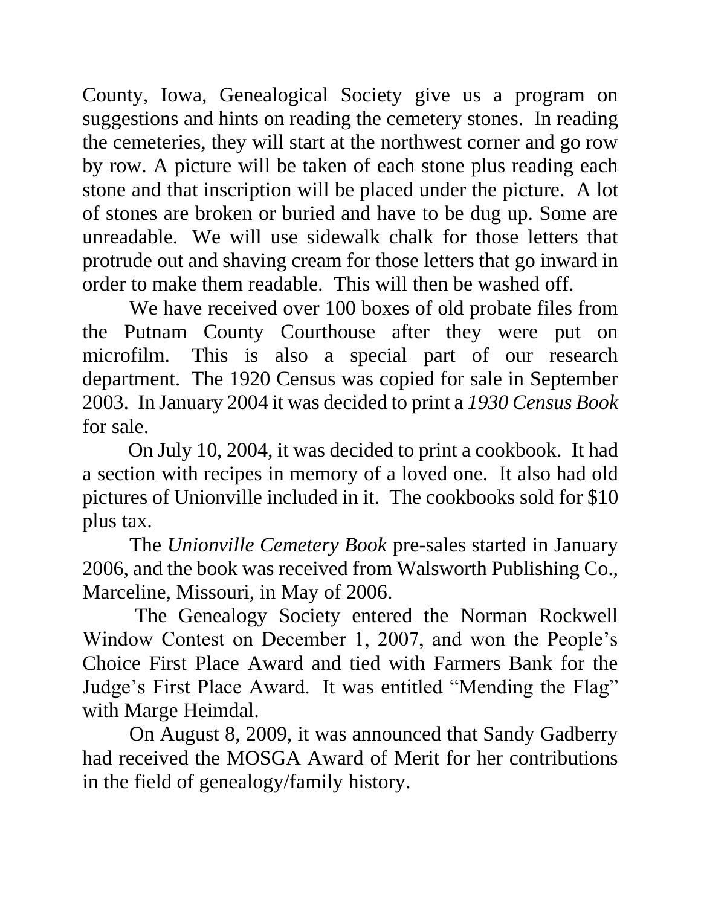County, Iowa, Genealogical Society give us a program on suggestions and hints on reading the cemetery stones. In reading the cemeteries, they will start at the northwest corner and go row by row. A picture will be taken of each stone plus reading each stone and that inscription will be placed under the picture. A lot of stones are broken or buried and have to be dug up. Some are unreadable. We will use sidewalk chalk for those letters that protrude out and shaving cream for those letters that go inward in order to make them readable. This will then be washed off.

We have received over 100 boxes of old probate files from the Putnam County Courthouse after they were put on microfilm. This is also a special part of our research department. The 1920 Census was copied for sale in September 2003. In January 2004 it was decided to print a *1930 Census Book* for sale.

On July 10, 2004, it was decided to print a cookbook. It had a section with recipes in memory of a loved one. It also had old pictures of Unionville included in it. The cookbooks sold for $10 plus tax.

The *Unionville Cemetery Book* pre-sales started in January 2006, and the book was received from Walsworth Publishing Co., Marceline, Missouri, in May of 2006.

The Genealogy Society entered the Norman Rockwell Window Contest on December 1, 2007, and won the People's Choice First Place Award and tied with Farmers Bank for the Judge's First Place Award. It was entitled "Mending the Flag" with Marge Heimdal.

On August 8, 2009, it was announced that Sandy Gadberry had received the MOSGA Award of Merit for her contributions in the field of genealogy/family history.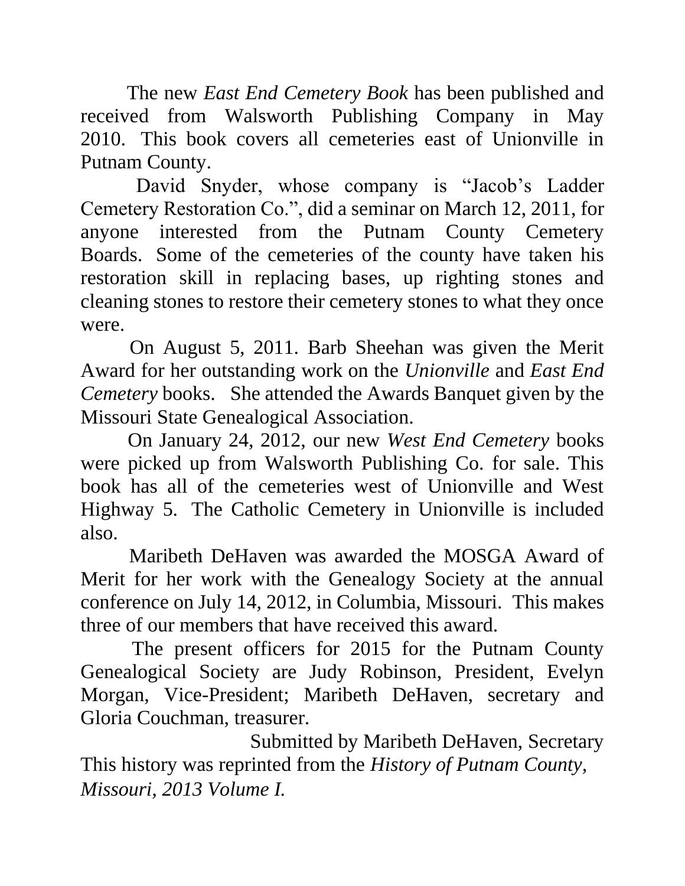The new *East End Cemetery Book* has been published and received from Walsworth Publishing Company in May 2010. This book covers all cemeteries east of Unionville in Putnam County.

David Snyder, whose company is “Jacob’s Ladder Cemetery Restoration Co.”, did a seminar on March 12, 2011, for anyone interested from the Putnam County Cemetery Boards. Some of the cemeteries of the county have taken his restoration skill in replacing bases, up righting stones and cleaning stones to restore their cemetery stones to what they once were.

On August 5, 2011. Barb Sheehan was given the Merit Award for her outstanding work on the *Unionville* and *East End Cemetery* books. She attended the Awards Banquet given by the Missouri State Genealogical Association.

On January 24, 2012, our new *West End Cemetery* books were picked up from Walsworth Publishing Co. for sale. This book has all of the cemeteries west of Unionville and West Highway 5. The Catholic Cemetery in Unionville is included also.

Maribeth DeHaven was awarded the MOSGA Award of Merit for her work with the Genealogy Society at the annual conference on July 14, 2012, in Columbia, Missouri. This makes three of our members that have received this award.

The present officers for 2015 for the Putnam County Genealogical Society are Judy Robinson, President, Evelyn Morgan, Vice-President; Maribeth DeHaven, secretary and Gloria Couchman, treasurer.

Submitted by Maribeth DeHaven, Secretary

This history was reprinted from the *History of Putnam County, Missouri, 2013 Volume I.*